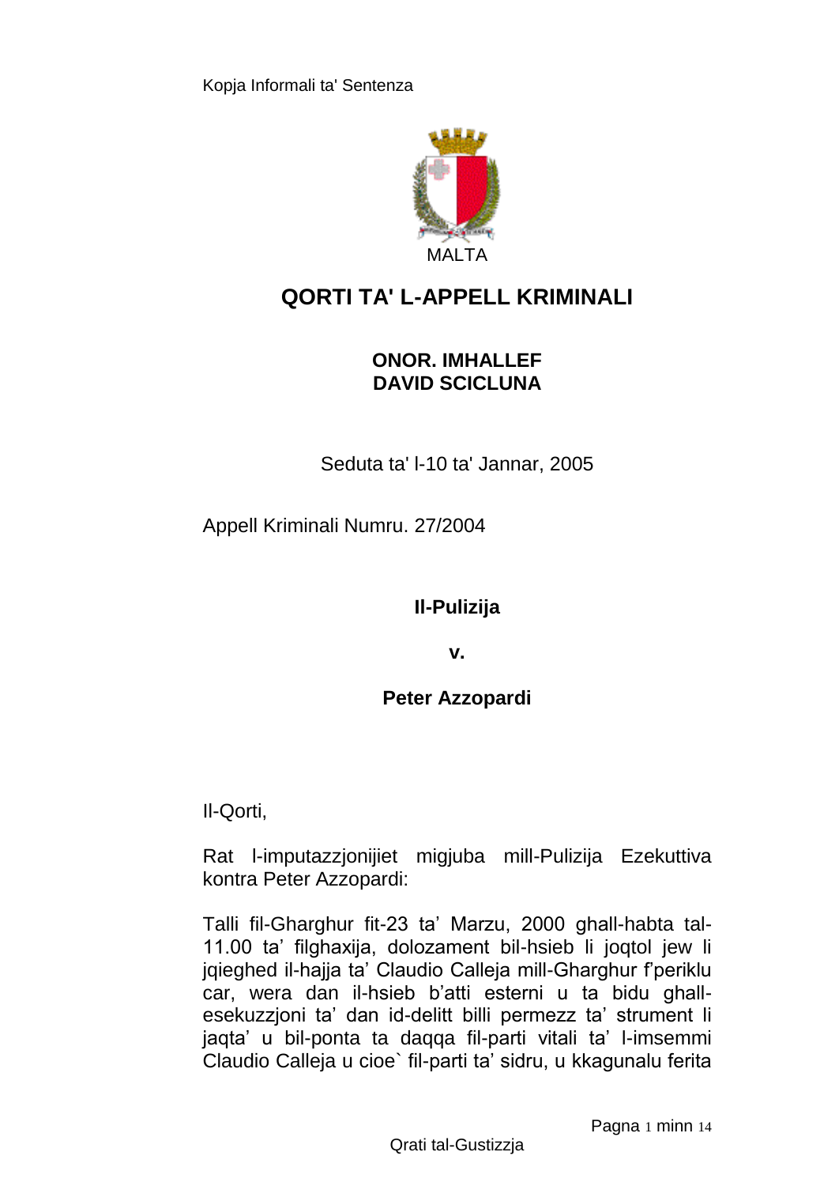Kopja Informali ta' Sentenza

MALTA

# QORTI TA' L-APPELL KRIMINALI

**ONOR. IMHALLEF**
**DAVID SCICLUNA**

Seduta ta' l-10 ta' Jannar, 2005

Appell Kriminali Numru. 27/2004

**Il-Pulizija**

**v.**

**Peter Azzopardi**

Il-Qorti,

Rat l-imputazzjonijiet migjuba mill-Pulizija Ezekuttiva kontra Peter Azzopardi:

Talli fil-Gharghur fit-23 ta' Marzu, 2000 ghall-habta tal-11.00 ta' filghaxija, dolozament bil-hsieb li joqtol jew li jqieghed il-hajja ta' Claudio Calleja mill-Gharghur f'periklu car, wera dan il-hsieb b'atti esterni u ta bidu ghall-esekuzzjoni ta' dan id-delitt billi permezz ta' strument li jaqta' u bil-ponta ta daqqa fil-parti vitali ta' l-imsemmi Claudio Calleja u cioe` fil-parti ta' sidru, u kkagunalu ferita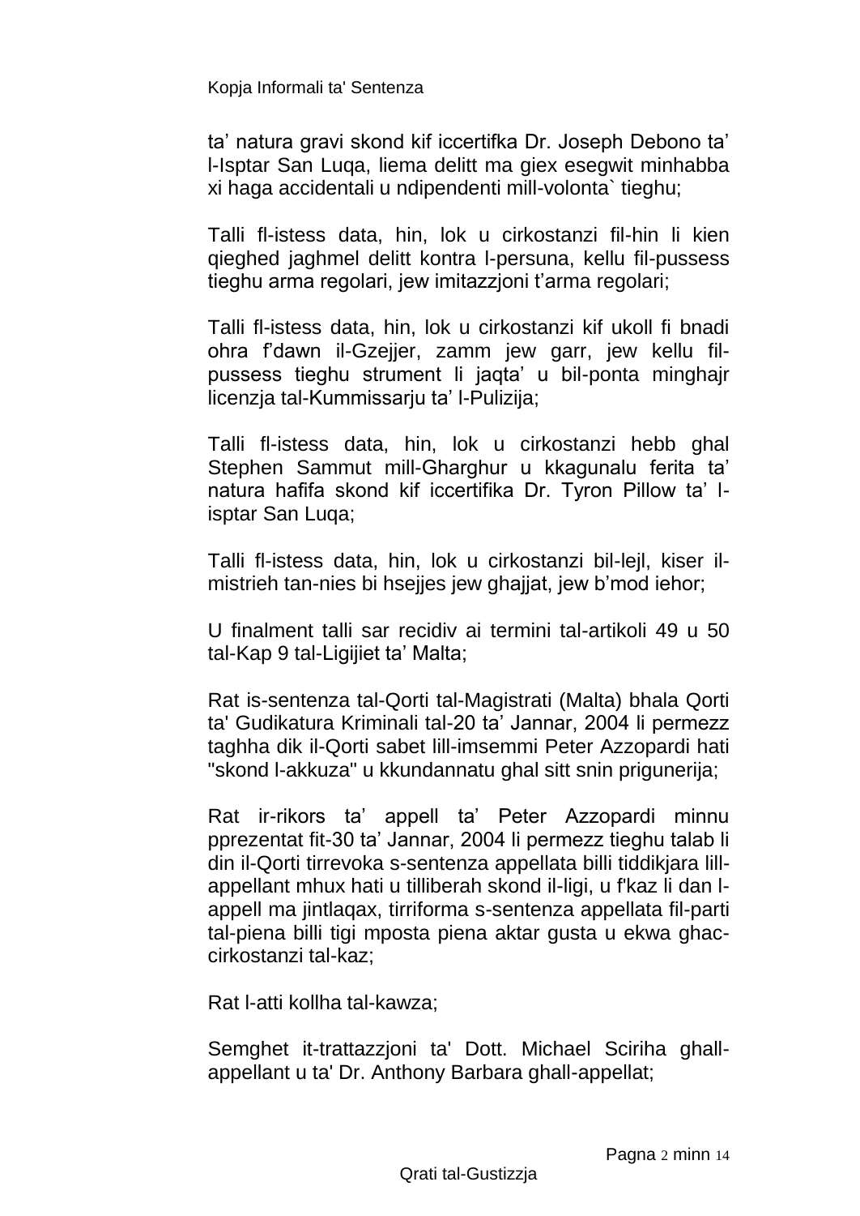ta' natura gravi skond kif iccertifka Dr. Joseph Debono ta' l-Isptar San Luqa, liema delitt ma giex esegwit minhabba xi haga accidentali u ndipendenti mill-volonta` tieghu;

Talli fl-istess data, hin, lok u cirkostanzi fil-hin li kien qieghed jaghmel delitt kontra l-persuna, kellu fil-pussess tieghu arma regolari, jew imitazzjoni t'arma regolari;

Talli fl-istess data, hin, lok u cirkostanzi kif ukoll fi bnadi ohra f'dawn il-Gzejjer, zamm jew garr, jew kellu fil-pussess tieghu strument li jaqta' u bil-ponta minghajr licenzja tal-Kummissarju ta' l-Pulizija;

Talli fl-istess data, hin, lok u cirkostanzi hebb ghal Stephen Sammut mill-Gharghur u kkagunalu ferita ta' natura hafifa skond kif iccertifika Dr. Tyron Pillow ta' l-isptar San Luqa;

Talli fl-istess data, hin, lok u cirkostanzi bil-lejl, kiser il-mistrieh tan-nies bi hsejjes jew ghajjat, jew b'mod iehor;

U finalment talli sar recidiv ai termini tal-artikoli 49 u 50 tal-Kap 9 tal-Ligijiet ta' Malta;

Rat is-sentenza tal-Qorti tal-Magistrati (Malta) bhala Qorti ta' Gudikatura Kriminali tal-20 ta' Jannar, 2004 li permezz taghha dik il-Qorti sabet lill-imsemmi Peter Azzopardi hati "skond l-akkuza" u kkundannatu ghal sitt snin prigunerija;

Rat ir-rikors ta' appell ta' Peter Azzopardi minnu pprezentat fit-30 ta' Jannar, 2004 li permezz tieghu talab li din il-Qorti tirrevoka s-sentenza appellata billi tiddikjara lill-appellant mhux hati u tilliberah skond il-ligi, u f'kaz li dan l-appell ma jintlaqax, tirriforma s-sentenza appellata fil-parti tal-piena billi tigi mposta piena aktar gusta u ekwa ghac-cirkostanzi tal-kaz;

Rat l-atti kollha tal-kawza;

Semghet it-trattazzjoni ta' Dott. Michael Sciriha ghall-appellant u ta' Dr. Anthony Barbara ghall-appellat;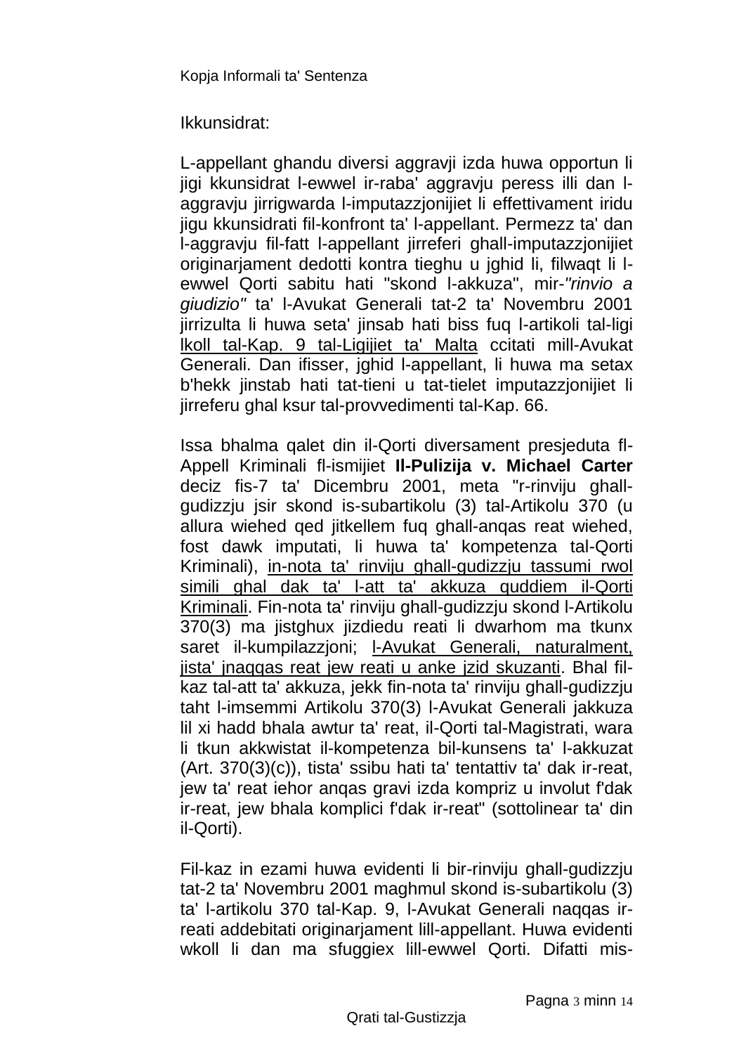Ikkunsidrat:

L-appellant ghandu diversi aggravji izda huwa opportun li jigi kkunsidrat l-ewwel ir-raba' aggravju peress illi dan l-aggravju jirrigwarda l-imputazzjonijiet li effettivament iridu jigu kkunsidrati fil-konfront ta' l-appellant. Permezz ta' dan l-aggravju fil-fatt l-appellant jirreferi ghall-imputazzjonijiet originarjament dedotti kontra tieghu u jghid li, filwaqt li l-ewwel Qorti sabitu hati "skond l-akkuza", mir-*"rinvio a giudizio"* ta' l-Avukat Generali tat-2 ta' Novembru 2001 jirrizulta li huwa seta' jinsab hati biss fuq l-artikoli tal-ligi lkoll tal-Kap. 9 tal-Ligijiet ta' Malta ccitati mill-Avukat Generali. Dan ifisser, jghid l-appellant, li huwa ma setax b'hekk jinstab hati tat-tieni u tat-tielet imputazzjonijiet li jirreferu ghal ksur tal-provvedimenti tal-Kap. 66.

Issa bhalma qalet din il-Qorti diversament presjeduta fl-Appell Kriminali fl-ismijiet **Il-Pulizija v. Michael Carter** deciz fis-7 ta' Dicembru 2001, meta "r-rinviju ghall-gudizzju jsir skond is-subartikolu (3) tal-Artikolu 370 (u allura wiehed qed jitkellem fuq ghall-anqas reat wiehed, fost dawk imputati, li huwa ta' kompetenza tal-Qorti Kriminali), in-nota ta' rinviju ghall-gudizzju tassumi rwol simili ghal dak ta' l-att ta' akkuza quddiem il-Qorti Kriminali. Fin-nota ta' rinviju ghall-gudizzju skond l-Artikolu 370(3) ma jistghux jizdiedu reati li dwarhom ma tkunx saret il-kumpilazzjoni; l-Avukat Generali, naturalment, jista' jnaqqas reat jew reati u anke jzid skuzanti. Bhal fil-kaz tal-att ta' akkuza, jekk fin-nota ta' rinviju ghall-gudizzju taht l-imsemmi Artikolu 370(3) l-Avukat Generali jakkuza lil xi hadd bhala awtur ta' reat, il-Qorti tal-Magistrati, wara li tkun akkwistat il-kompetenza bil-kunsens ta' l-akkuzat (Art. 370(3)(c)), tista' ssibu hati ta' tentattiv ta' dak ir-reat, jew ta' reat iehor anqas gravi izda kompriz u involut f'dak ir-reat, jew bhala komplici f'dak ir-reat" (sottolinear ta' din il-Qorti).

Fil-kaz in ezami huwa evidenti li bir-rinviju ghall-gudizzju tat-2 ta' Novembru 2001 maghmul skond is-subartikolu (3) ta' l-artikolu 370 tal-Kap. 9, l-Avukat Generali naqqas ir-reati addebitati originarjament lill-appellant. Huwa evidenti wkoll li dan ma sfuggiex lill-ewwel Qorti. Difatti mis-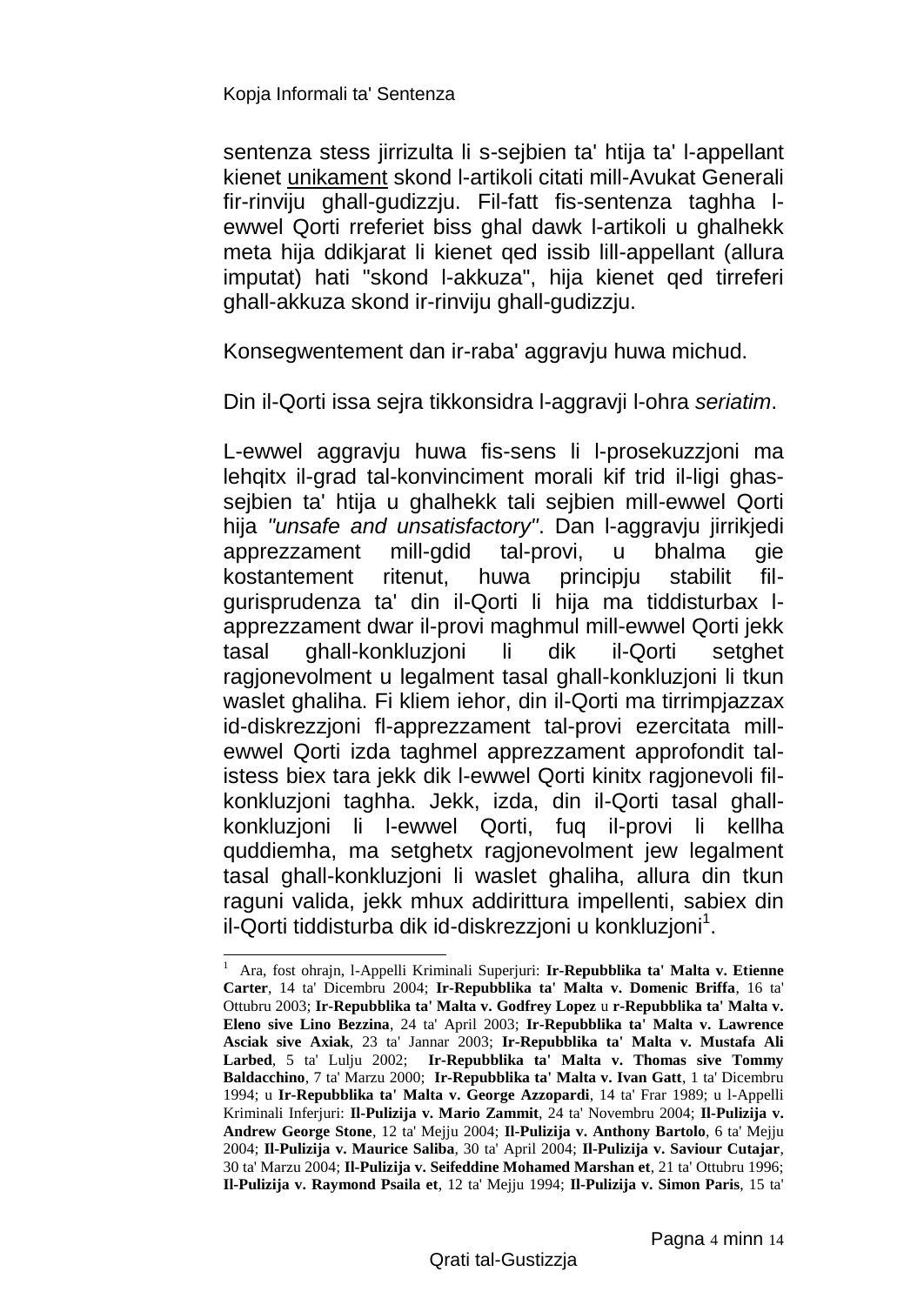sentenza stess jirrizulta li s-sejbien ta' htija ta' l-appellant kienet <u>unikament</u> skond l-artikoli citati mill-Avukat Generali fir-rinviju ghall-gudizzju. Fil-fatt fis-sentenza taghha l-ewwel Qorti rreferiet biss ghal dawk l-artikoli u ghalhekk meta hija ddikjarat li kienet qed issib lill-appellant (allura imputat) hati "skond l-akkuza", hija kienet qed tirreferi ghall-akkuza skond ir-rinviju ghall-gudizzju.

Konsegwentement dan ir-raba' aggravju huwa michud.

Din il-Qorti issa sejra tikkonsidra l-aggravji l-ohra *seriatim*.

L-ewwel aggravju huwa fis-sens li l-prosekuzzjoni ma lehqitx il-grad tal-konvinciment morali kif trid il-ligi ghas-sejbien ta' htija u ghalhekk tali sejbien mill-ewwel Qorti hija *"unsafe and unsatisfactory"*. Dan l-aggravju jirrikjedi apprezzament mill-gdid tal-provi, u bhalma gie kostantement ritenut, huwa principju stabilit fil-gurisprudenza ta' din il-Qorti li hija ma tiddisturbax l-apprezzament dwar il-provi maghmul mill-ewwel Qorti jekk tasal ghall-konkluzjoni li dik il-Qorti setghet ragjonevolment u legalment tasal ghall-konkluzjoni li tkun waslet ghaliha. Fi kliem iehor, din il-Qorti ma tirrimpjazzax id-diskrezzjoni fl-apprezzament tal-provi ezercitata mill-ewwel Qorti izda taghmel apprezzament approfondit tal-istess biex tara jekk dik l-ewwel Qorti kinitx ragjonevoli fil-konkluzjoni taghha. Jekk, izda, din il-Qorti tasal ghall-konkluzjoni li l-ewwel Qorti, fuq il-provi li kellha quddiemha, ma setghetx ragjonevolment jew legalment tasal ghall-konkluzjoni li waslet ghaliha, allura din tkun raguni valida, jekk mhux addirittura impellenti, sabiex din il-Qorti tiddisturba dik id-diskrezzjoni u konkluzjoni[1].

---

[1] Ara, fost ohrajn, l-Appelli Kriminali Superjuri: **Ir-Repubblika ta' Malta v. Etienne Carter**, 14 ta' Dicembru 2004; **Ir-Repubblika ta' Malta v. Domenic Briffa**, 16 ta' Ottubru 2003; **Ir-Repubblika ta' Malta v. Godfrey Lopez** u **r-Repubblika ta' Malta v. Eleno sive Lino Bezzina**, 24 ta' April 2003; **Ir-Repubblika ta' Malta v. Lawrence Asciak sive Axiak**, 23 ta' Jannar 2003; **Ir-Repubblika ta' Malta v. Mustafa Ali Larbed**, 5 ta' Lulju 2002; **Ir-Repubblika ta' Malta v. Thomas sive Tommy Baldacchino**, 7 ta' Marzu 2000; **Ir-Repubblika ta' Malta v. Ivan Gatt**, 1 ta' Dicembru 1994; u **Ir-Repubblika ta' Malta v. George Azzopardi**, 14 ta' Frar 1989; u l-Appelli Kriminali Inferjuri: **Il-Pulizija v. Mario Zammit**, 24 ta' Novembru 2004; **Il-Pulizija v. Andrew George Stone**, 12 ta' Mejju 2004; **Il-Pulizija v. Anthony Bartolo**, 6 ta' Mejju 2004; **Il-Pulizija v. Maurice Saliba**, 30 ta' April 2004; **Il-Pulizija v. Saviour Cutajar**, 30 ta' Marzu 2004; **Il-Pulizija v. Seifeddine Mohamed Marshan et**, 21 ta' Ottubru 1996; **Il-Pulizija v. Raymond Psaila et**, 12 ta' Mejju 1994; **Il-Pulizija v. Simon Paris**, 15 ta'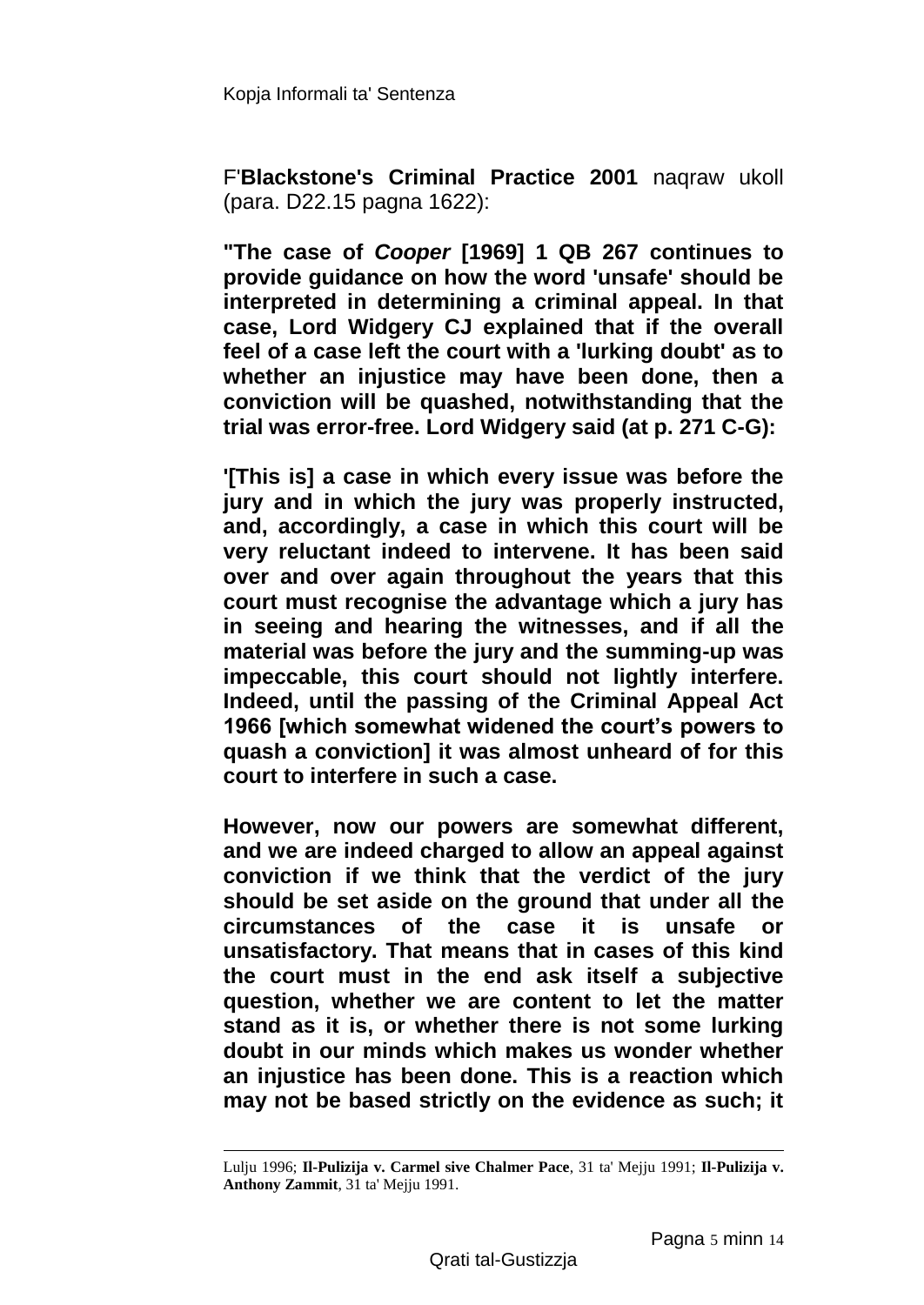F'**Blackstone's Criminal Practice 2001** naqraw ukoll (para. D22.15 pagna 1622):

**"The case of *Cooper* [1969] 1 QB 267 continues to provide guidance on how the word 'unsafe' should be interpreted in determining a criminal appeal. In that case, Lord Widgery CJ explained that if the overall feel of a case left the court with a 'lurking doubt' as to whether an injustice may have been done, then a conviction will be quashed, notwithstanding that the trial was error-free. Lord Widgery said (at p. 271 C-G):**

**'[This is] a case in which every issue was before the jury and in which the jury was properly instructed, and, accordingly, a case in which this court will be very reluctant indeed to intervene. It has been said over and over again throughout the years that this court must recognise the advantage which a jury has in seeing and hearing the witnesses, and if all the material was before the jury and the summing-up was impeccable, this court should not lightly interfere. Indeed, until the passing of the Criminal Appeal Act 1966 [which somewhat widened the court's powers to quash a conviction] it was almost unheard of for this court to interfere in such a case.**

**However, now our powers are somewhat different, and we are indeed charged to allow an appeal against conviction if we think that the verdict of the jury should be set aside on the ground that under all the circumstances of the case it is unsafe or unsatisfactory. That means that in cases of this kind the court must in the end ask itself a subjective question, whether we are content to let the matter stand as it is, or whether there is not some lurking doubt in our minds which makes us wonder whether an injustice has been done. This is a reaction which may not be based strictly on the evidence as such; it**

---

Lulju 1996; **Il-Pulizija v. Carmel sive Chalmer Pace**, 31 ta' Mejju 1991; **Il-Pulizija v. Anthony Zammit**, 31 ta' Mejju 1991.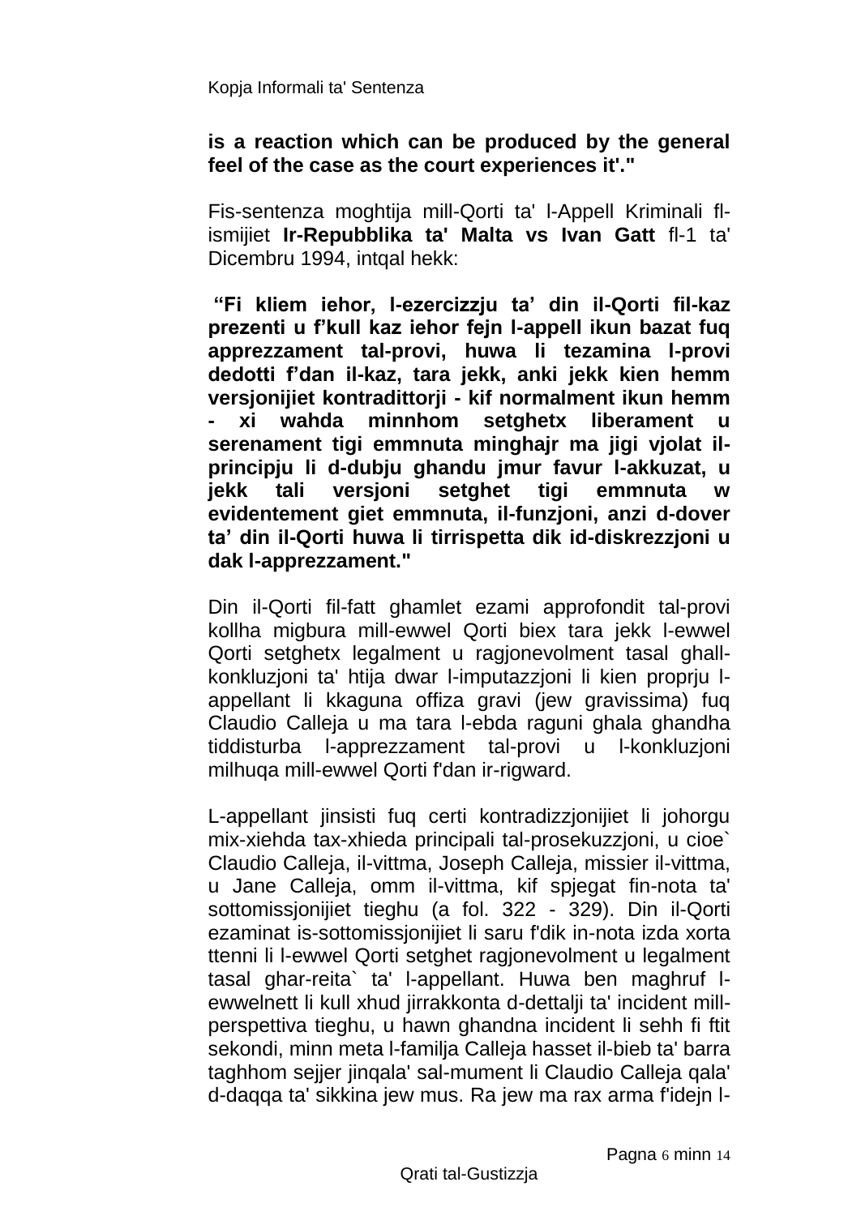**is a reaction which can be produced by the general feel of the case as the court experiences it'."**

Fis-sentenza moghtija mill-Qorti ta' l-Appell Kriminali fl-ismijiet **Ir-Repubblika ta' Malta vs Ivan Gatt** fl-1 ta' Dicembru 1994, intqal hekk:

**"Fi kliem iehor, l-ezercizzju ta' din il-Qorti fil-kaz prezenti u f'kull kaz iehor fejn l-appell ikun bazat fuq apprezzament tal-provi, huwa li tezamina l-provi dedotti f'dan il-kaz, tara jekk, anki jekk kien hemm versjonijiet kontradittorji - kif normalment ikun hemm - xi wahda minnhom setghetx liberament u serenament tigi emmnuta minghajr ma jigi vjolat il-principju li d-dubju ghandu jmur favur l-akkuzat, u jekk tali versjoni setghet tigi emmnuta w evidentement giet emmnuta, il-funzjoni, anzi d-dover ta' din il-Qorti huwa li tirrispetta dik id-diskrezzjoni u dak l-apprezzament."**

Din il-Qorti fil-fatt ghamlet ezami approfondit tal-provi kollha migbura mill-ewwel Qorti biex tara jekk l-ewwel Qorti setghetx legalment u ragjonevolment tasal ghall-konkluzjoni ta' htija dwar l-imputazzjoni li kien proprju l-appellant li kkaguna offiza gravi (jew gravissima) fuq Claudio Calleja u ma tara l-ebda raguni ghala ghandha tiddisturba l-apprezzament tal-provi u l-konkluzjoni milhuqa mill-ewwel Qorti f'dan ir-rigward.

L-appellant jinsisti fuq certi kontradizzjonijiet li johorgu mix-xiehda tax-xhieda principali tal-prosekuzzjoni, u cioe` Claudio Calleja, il-vittma, Joseph Calleja, missier il-vittma, u Jane Calleja, omm il-vittma, kif spjegat fin-nota ta' sottomissjonijiet tieghu (a fol. 322 - 329). Din il-Qorti ezaminat is-sottomissjonijiet li saru f'dik in-nota izda xorta ttenni li l-ewwel Qorti setghet ragjonevolment u legalment tasal ghar-reita` ta' l-appellant. Huwa ben maghruf l-ewwelnett li kull xhud jirrakkonta d-dettalji ta' incident mill-perspettiva tieghu, u hawn ghandna incident li sehh fi ftit sekondi, minn meta l-familja Calleja hasset il-bieb ta' barra taghhom sejjer jinqala' sal-mument li Claudio Calleja qala' d-daqqa ta' sikkina jew mus. Ra jew ma rax arma f'idejn l-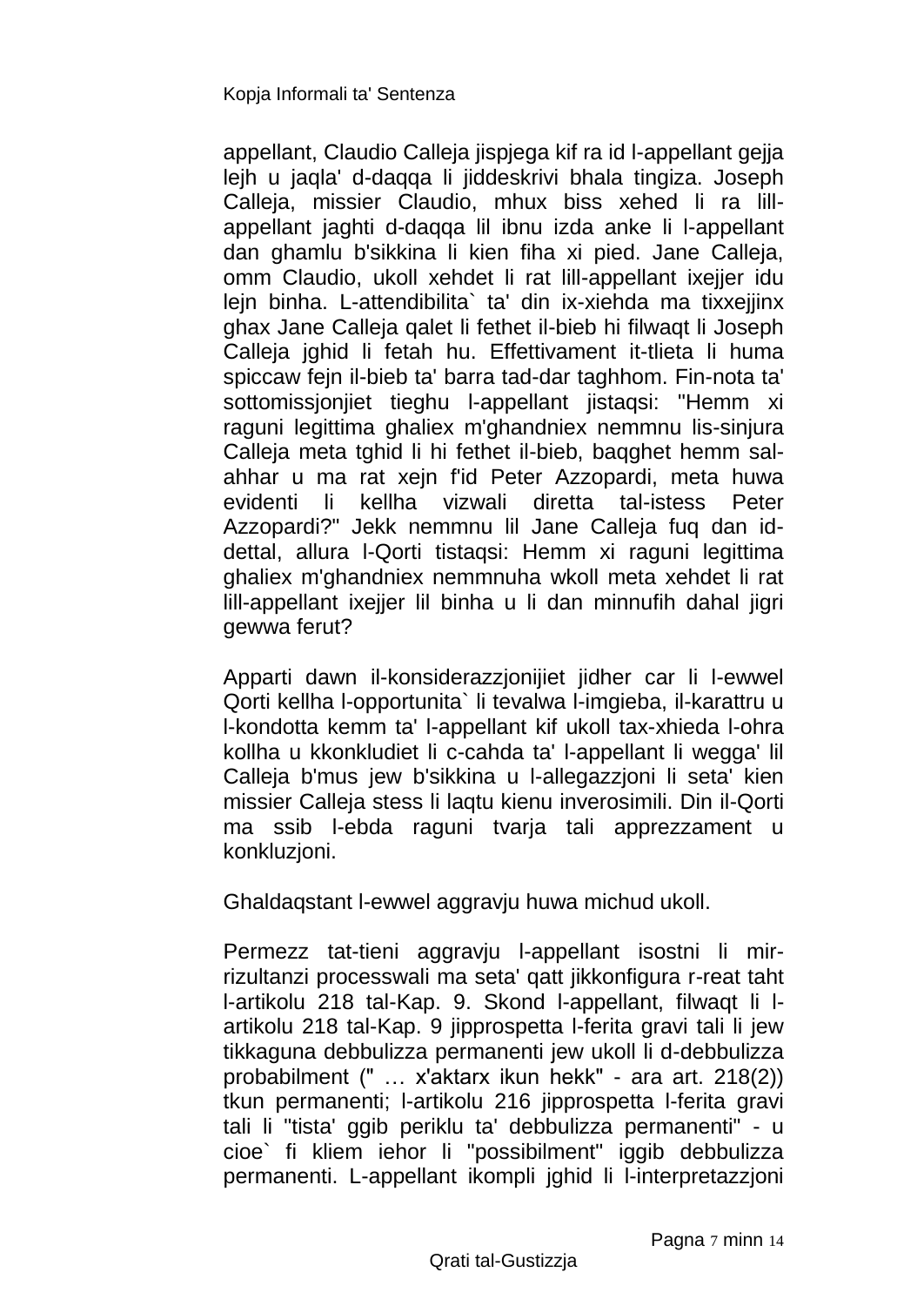appellant, Claudio Calleja jispjega kif ra id l-appellant gejja lejh u jaqla' d-daqqa li jiddeskrivi bhala tingiza. Joseph Calleja, missier Claudio, mhux biss xehed li ra lill-appellant jaghti d-daqqa lil ibnu izda anke li l-appellant dan ghamlu b'sikkina li kien fiha xi pied. Jane Calleja, omm Claudio, ukoll xehdet li rat lill-appellant ixejjer idu lejn binha. L-attendibilita` ta' din ix-xiehda ma tixxejjinx ghax Jane Calleja qalet li fethet il-bieb hi filwaqt li Joseph Calleja jghid li fetah hu. Effettivament it-tlieta li huma spiccaw fejn il-bieb ta' barra tad-dar taghhom. Fin-nota ta' sottomissjonjiet tieghu l-appellant jistaqsi: "Hemm xi raguni legittima ghaliex m'ghandniex nemmnu lis-sinjura Calleja meta tghid li hi fethet il-bieb, baqghet hemm sal-ahhar u ma rat xejn f'id Peter Azzopardi, meta huwa evidenti li kellha vizwali diretta tal-istess Peter Azzopardi?" Jekk nemmnu lil Jane Calleja fuq dan id-dettal, allura l-Qorti tistaqsi: Hemm xi raguni legittima ghaliex m'ghandniex nemmnuha wkoll meta xehdet li rat lill-appellant ixejjer lil binha u li dan minnufih dahal jigri gewwa ferut?

Apparti dawn il-konsiderazzjonijiet jidher car li l-ewwel Qorti kellha l-opportunita` li tevalwa l-imgieba, il-karattru u l-kondotta kemm ta' l-appellant kif ukoll tax-xhieda l-ohra kollha u kkonkludiet li c-cahda ta' l-appellant li wegga' lil Calleja b'mus jew b'sikkina u l-allegazzjoni li seta' kien missier Calleja stess li laqtu kienu inverosimili. Din il-Qorti ma ssib l-ebda raguni tvarja tali apprezzament u konkluzjoni.

Ghaldaqstant l-ewwel aggravju huwa michud ukoll.

Permezz tat-tieni aggravju l-appellant isostni li mir-rizultanzi processwali ma seta' qatt jikkonfigura r-reat taht l-artikolu 218 tal-Kap. 9. Skond l-appellant, filwaqt li l-artikolu 218 tal-Kap. 9 jipprospetta l-ferita gravi tali li jew tikkaguna debbulizza permanenti jew ukoll li d-debbulizza probabilment (" … x'aktarx ikun hekk" - ara art. 218(2)) tkun permanenti; l-artikolu 216 jipprospetta l-ferita gravi tali li "tista' ggib periklu ta' debbulizza permanenti" - u cioe` fi kliem iehor li "possibilment" iggib debbulizza permanenti. L-appellant ikompli jghid li l-interpretazzjoni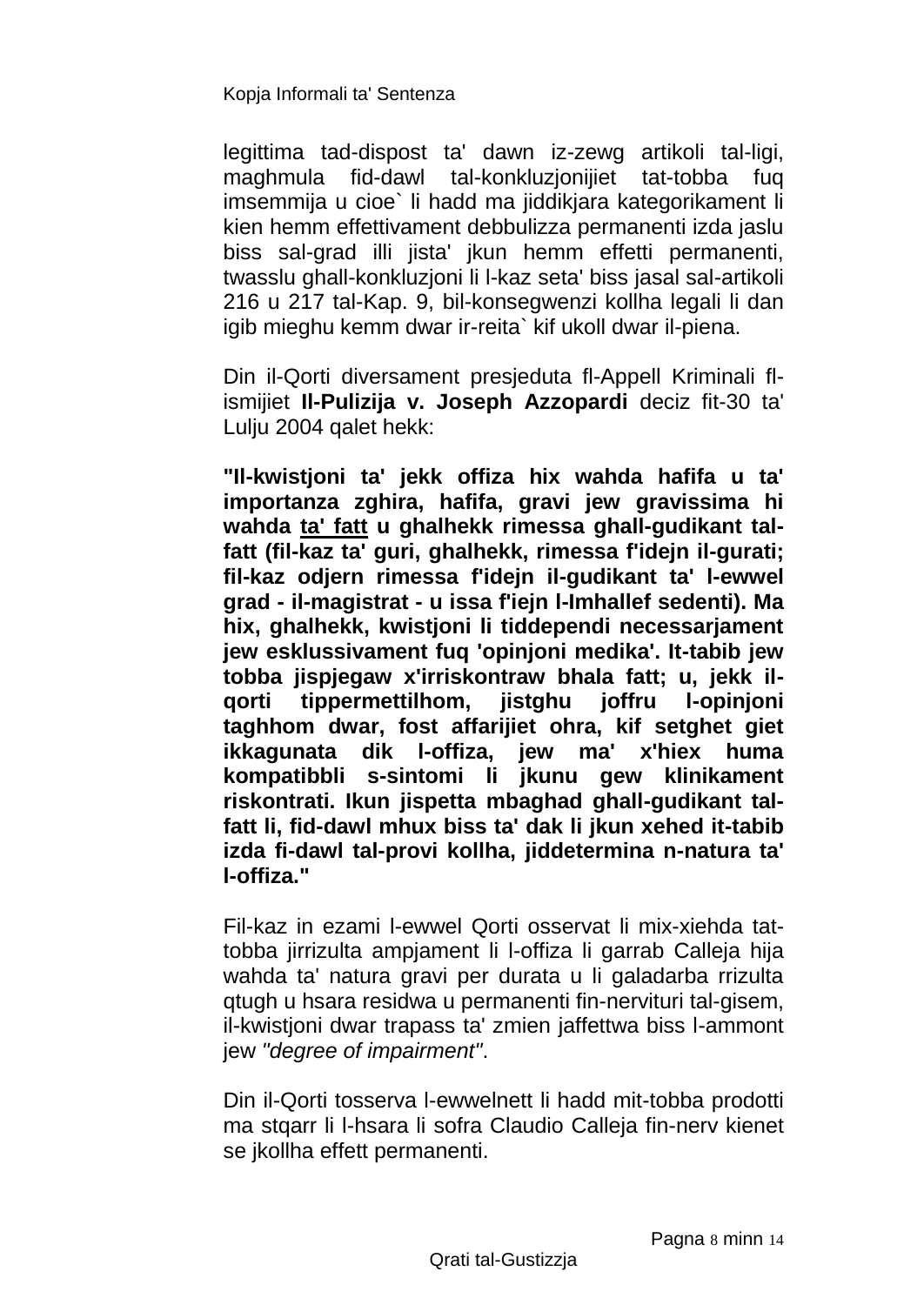legittima tad-dispost ta' dawn iz-zewg artikoli tal-ligi, maghmula fid-dawl tal-konkluzjonijiet tat-tobba fuq imsemmija u cioe` li hadd ma jiddikjara kategorikament li kien hemm effettivament debbulizza permanenti izda jaslu biss sal-grad illi jista' jkun hemm effetti permanenti, twasslu ghall-konkluzjoni li l-kaz seta' biss jasal sal-artikoli 216 u 217 tal-Kap. 9, bil-konsegwenzi kollha legali li dan igib mieghu kemm dwar ir-reita` kif ukoll dwar il-piena.

Din il-Qorti diversament presjeduta fl-Appell Kriminali fl-ismijiet **Il-Pulizija v. Joseph Azzopardi** deciz fit-30 ta' Lulju 2004 qalet hekk:

**"Il-kwistjoni ta' jekk offiza hix wahda hafifa u ta' importanza zghira, hafifa, gravi jew gravissima hi wahda <u>ta' fatt</u> u ghalhekk rimessa ghall-gudikant tal-fatt (fil-kaz ta' guri, ghalhekk, rimessa f'idejn il-gurati; fil-kaz odjern rimessa f'idejn il-gudikant ta' l-ewwel grad - il-magistrat - u issa f'iejn l-Imhallef sedenti). Ma hix, ghalhekk, kwistjoni li tiddependi necessarjament jew esklussivament fuq 'opinjoni medika'. It-tabib jew tobba jispjegaw x'irriskontraw bhala fatt; u, jekk il-qorti tippermettilhom, jistghu joffru l-opinjoni taghhom dwar, fost affarijiet ohra, kif setghet giet ikkagunata dik l-offiza, jew ma' x'hiex huma kompatibbli s-sintomi li jkunu gew klinikament riskontrati. Ikun jispetta mbaghad ghall-gudikant tal-fatt li, fid-dawl mhux biss ta' dak li jkun xehed it-tabib izda fi-dawl tal-provi kollha, jiddetermina n-natura ta' l-offiza."**

Fil-kaz in ezami l-ewwel Qorti osservat li mix-xiehda tat-tobba jirrizulta ampjament li l-offiza li garrab Calleja hija wahda ta' natura gravi per durata u li galadarba rrizulta qtugh u hsara residwa u permanenti fin-nervituri tal-gisem, il-kwistjoni dwar trapass ta' zmien jaffettwa biss l-ammont jew *"degree of impairment"*.

Din il-Qorti tosserva l-ewwelnett li hadd mit-tobba prodotti ma stqarr li l-hsara li sofra Claudio Calleja fin-nerv kienet se jkollha effett permanenti.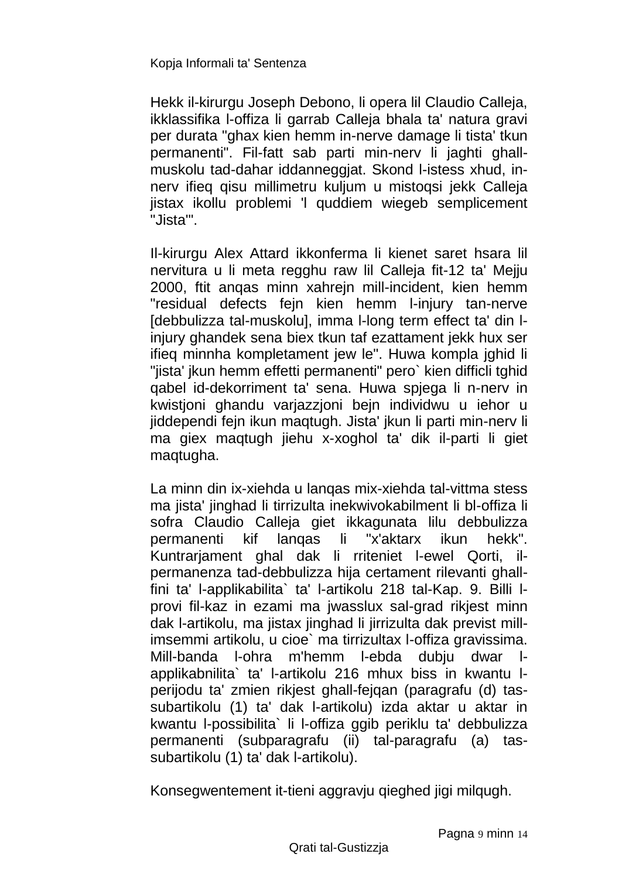Hekk il-kirurgu Joseph Debono, li opera lil Claudio Calleja, ikklassifika l-offiza li garrab Calleja bhala ta' natura gravi per durata "ghax kien hemm in-nerve damage li tista' tkun permanenti". Fil-fatt sab parti min-nerv li jaghti ghall-muskolu tad-dahar iddanneggjat. Skond l-istess xhud, in-nerv ifieq qisu millimetru kuljum u mistoqsi jekk Calleja jistax ikollu problemi 'l quddiem wiegeb semplicement "Jista'".

Il-kirurgu Alex Attard ikkonferma li kienet saret hsara lil nervitura u li meta regghu raw lil Calleja fit-12 ta' Mejju 2000, ftit anqas minn xahrejn mill-incident, kien hemm "residual defects fejn kien hemm l-injury tan-nerve [debbulizza tal-muskolu], imma l-long term effect ta' din l-injury ghandek sena biex tkun taf ezattament jekk hux ser ifieq minnha kompletament jew le". Huwa kompla jghid li "jista' jkun hemm effetti permanenti" pero` kien difficli tghid qabel id-dekorriment ta' sena. Huwa spjega li n-nerv in kwistjoni ghandu varjazzjoni bejn individwu u iehor u jiddependi fejn ikun maqtugh. Jista' jkun li parti min-nerv li ma giex maqtugh jiehu x-xoghol ta' dik il-parti li giet maqtugha.

La minn din ix-xiehda u lanqas mix-xiehda tal-vittma stess ma jista' jinghad li tirrizulta inekwivokabilment li bl-offiza li sofra Claudio Calleja giet ikkagunata lilu debbulizza permanenti kif lanqas li "x'aktarx ikun hekk". Kuntrarjament ghal dak li rriteniet l-ewel Qorti, il-permanenza tad-debbulizza hija certament rilevanti ghall-fini ta' l-applikabilita` ta' l-artikolu 218 tal-Kap. 9. Billi l-provi fil-kaz in ezami ma jwasslux sal-grad rikjest minn dak l-artikolu, ma jistax jinghad li jirrizulta dak previst mill-imsemmi artikolu, u cioe` ma tirrizultax l-offiza gravissima. Mill-banda l-ohra m'hemm l-ebda dubju dwar l-applikabnilita` ta' l-artikolu 216 mhux biss in kwantu l-perijodu ta' zmien rikjest ghall-fejqan (paragrafu (d) tas-subartikolu (1) ta' dak l-artikolu) izda aktar u aktar in kwantu l-possibilita` li l-offiza ggib periklu ta' debbulizza permanenti (subparagrafu (ii) tal-paragrafu (a) tas-subartikolu (1) ta' dak l-artikolu).

Konsegwentement it-tieni aggravju qieghed jigi milqugh.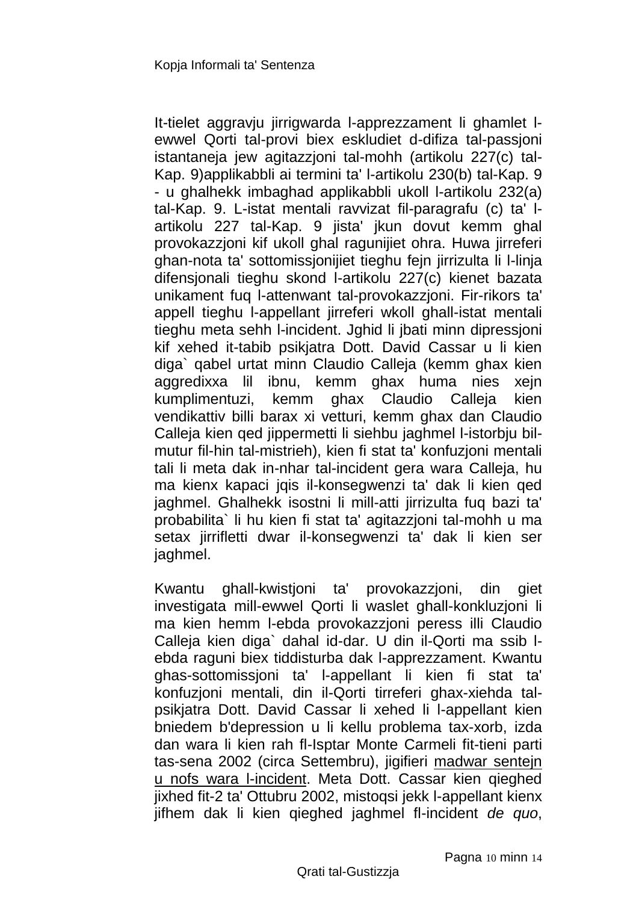It-tielet aggravju jirrigwarda l-apprezzament li ghamlet l-ewwel Qorti tal-provi biex eskludiet d-difiza tal-passjoni istantaneja jew agitazzjoni tal-mohh (artikolu 227(c) tal-Kap. 9)applikabbli ai termini ta' l-artikolu 230(b) tal-Kap. 9 - u ghalhekk imbaghad applikabbli ukoll l-artikolu 232(a) tal-Kap. 9. L-istat mentali ravvizat fil-paragrafu (c) ta' l-artikolu 227 tal-Kap. 9 jista' jkun dovut kemm ghal provokazzjoni kif ukoll ghal ragunijiet ohra. Huwa jirreferi ghan-nota ta' sottomissjonijiet tieghu fejn jirrizulta li l-linja difensjonali tieghu skond l-artikolu 227(c) kienet bazata unikament fuq l-attenwant tal-provokazzjoni. Fir-rikors ta' appell tieghu l-appellant jirreferi wkoll ghall-istat mentali tieghu meta sehh l-incident. Jghid li jbati minn dipressjoni kif xehed it-tabib psikjatra Dott. David Cassar u li kien diga` qabel urtat minn Claudio Calleja (kemm ghax kien aggredixxa lil ibnu, kemm ghax huma nies xejn kumplimentuzi, kemm ghax Claudio Calleja kien vendikattiv billi barax xi vetturi, kemm ghax dan Claudio Calleja kien qed jippermetti li siehbu jaghmel l-istorbju bil-mutur fil-hin tal-mistrieh), kien fi stat ta' konfuzjoni mentali tali li meta dak in-nhar tal-incident gera wara Calleja, hu ma kienx kapaci jqis il-konsegwenzi ta' dak li kien qed jaghmel. Ghalhekk isostni li mill-atti jirrizulta fuq bazi ta' probabilita` li hu kien fi stat ta' agitazzjoni tal-mohh u ma setax jirrifletti dwar il-konsegwenzi ta' dak li kien ser jaghmel.

Kwantu ghall-kwistjoni ta' provokazzjoni, din giet investigata mill-ewwel Qorti li waslet ghall-konkluzjoni li ma kien hemm l-ebda provokazzjoni peress illi Claudio Calleja kien diga` dahal id-dar. U din il-Qorti ma ssib l-ebda raguni biex tiddisturba dak l-apprezzament. Kwantu ghas-sottomissjoni ta' l-appellant li kien fi stat ta' konfuzjoni mentali, din il-Qorti tirreferi ghax-xiehda tal-psikjatra Dott. David Cassar li xehed li l-appellant kien bniedem b'depression u li kellu problema tax-xorb, izda dan wara li kien rah fl-Isptar Monte Carmeli fit-tieni parti tas-sena 2002 (circa Settembru), jigifieri <u>madwar sentejn u nofs wara l-incident</u>. Meta Dott. Cassar kien qieghed jixhed fit-2 ta' Ottubru 2002, mistoqsi jekk l-appellant kienx jifhem dak li kien qieghed jaghmel fl-incident *de quo*,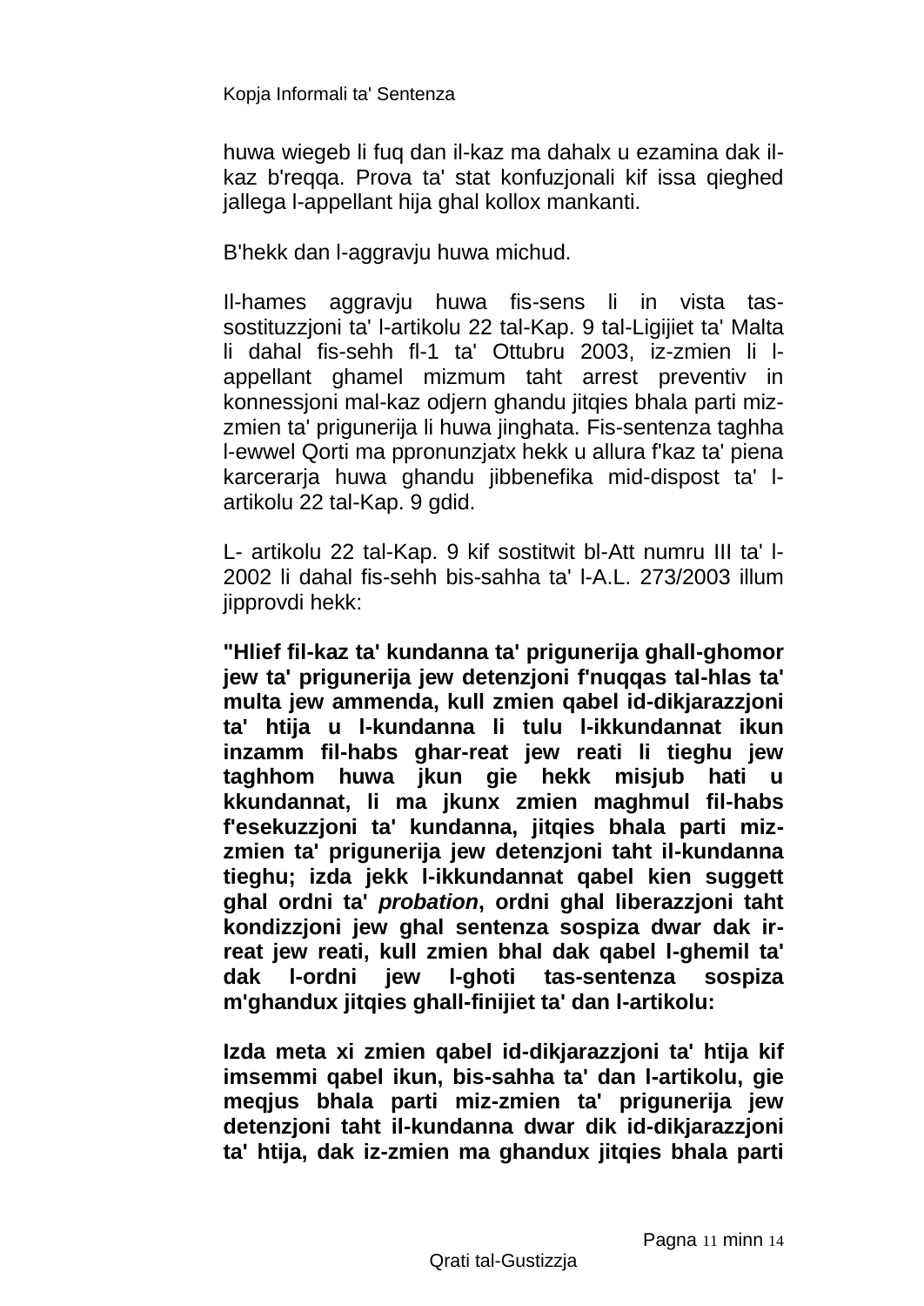huwa wiegeb li fuq dan il-kaz ma dahalx u ezamina dak il-kaz b'reqqa. Prova ta' stat konfuzjonali kif issa qieghed jallega l-appellant hija ghal kollox mankanti.

B'hekk dan l-aggravju huwa michud.

Il-hames aggravju huwa fis-sens li in vista tas-sostituzzjoni ta' l-artikolu 22 tal-Kap. 9 tal-Ligijiet ta' Malta li dahal fis-sehh fl-1 ta' Ottubru 2003, iz-zmien li l-appellant ghamel mizmum taht arrest preventiv in konnessjoni mal-kaz odjern ghandu jitqies bhala parti miz-zmien ta' prigunerija li huwa jinghata. Fis-sentenza taghha l-ewwel Qorti ma ppronunzjatx hekk u allura f'kaz ta' piena karcerarja huwa ghandu jibbenefika mid-dispost ta' l-artikolu 22 tal-Kap. 9 gdid.

L- artikolu 22 tal-Kap. 9 kif sostitwit bl-Att numru III ta' l-2002 li dahal fis-sehh bis-sahha ta' l-A.L. 273/2003 illum jipprovdi hekk:

**"Hlief fil-kaz ta' kundanna ta' prigunerija ghall-ghomor jew ta' prigunerija jew detenzjoni f'nuqqas tal-hlas ta' multa jew ammenda, kull zmien qabel id-dikjarazzjoni ta' htija u l-kundanna li tulu l-ikkundannat ikun inzamm fil-habs ghar-reat jew reati li tieghu jew taghhom huwa jkun gie hekk misjub hati u kkundannat, li ma jkunx zmien maghmul fil-habs f'esekuzzjoni ta' kundanna, jitqies bhala parti miz-zmien ta' prigunerija jew detenzjoni taht il-kundanna tieghu; izda jekk l-ikkundannat qabel kien suggett ghal ordni ta' *probation*, ordni ghal liberazzjoni taht kondizzjoni jew ghal sentenza sospiza dwar dak ir-reat jew reati, kull zmien bhal dak qabel l-ghemil ta' dak l-ordni jew l-ghoti tas-sentenza sospiza m'ghandux jitqies ghall-finijiet ta' dan l-artikolu:**

**Izda meta xi zmien qabel id-dikjarazzjoni ta' htija kif imsemmi qabel ikun, bis-sahha ta' dan l-artikolu, gie meqjus bhala parti miz-zmien ta' prigunerija jew detenzjoni taht il-kundanna dwar dik id-dikjarazzjoni ta' htija, dak iz-zmien ma ghandux jitqies bhala parti**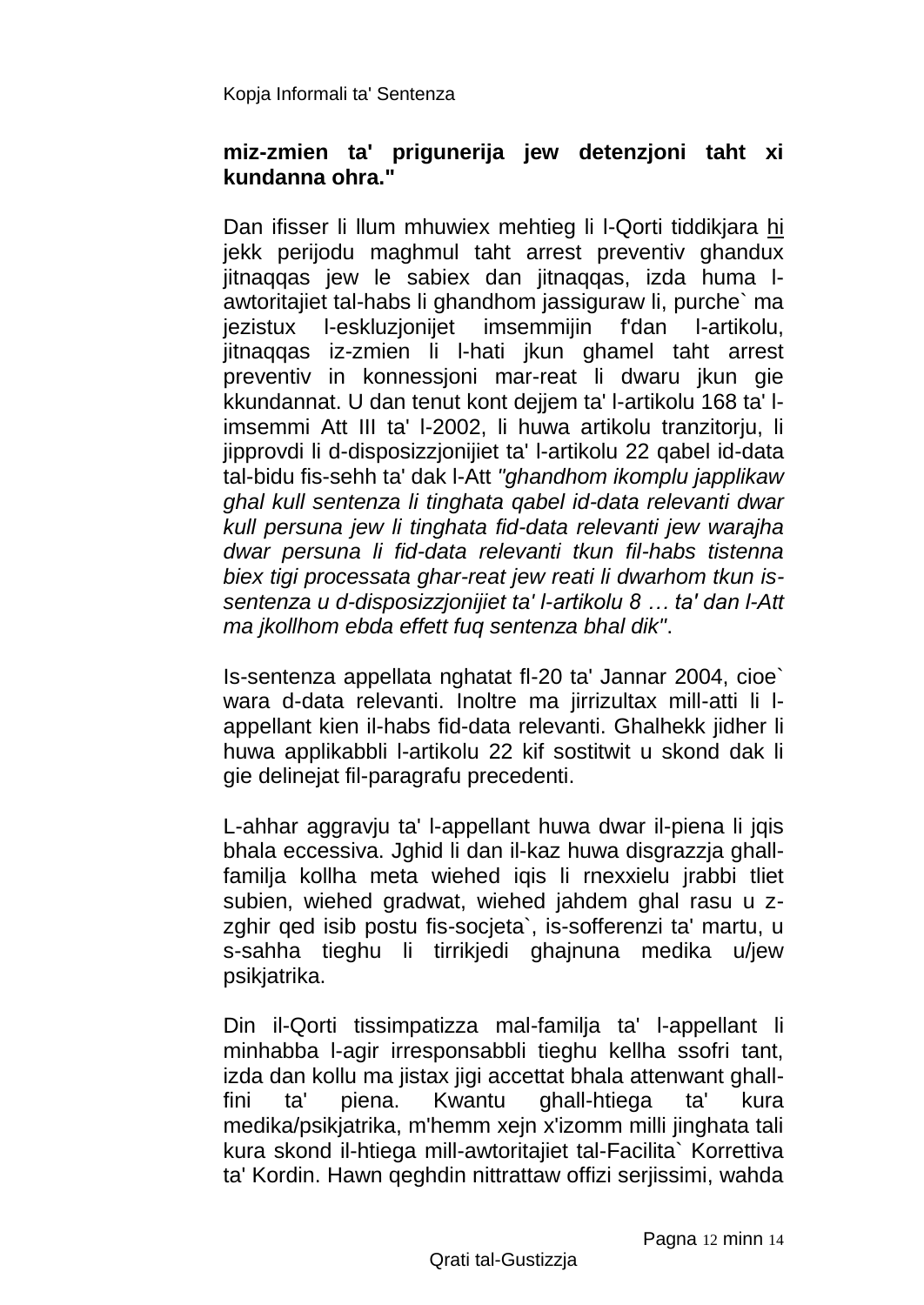**miz-zmien ta' prigunerija jew detenzjoni taht xi kundanna ohra."**

Dan ifisser li llum mhuwiex mehtieg li l-Qorti tiddikjara hi jekk perijodu maghmul taht arrest preventiv ghandux jitnaqqas jew le sabiex dan jitnaqqas, izda huma l-awtoritajiet tal-habs li ghandhom jassiguraw li, purche` ma jezistux l-eskluzjonijet imsemmijin f'dan l-artikolu, jitnaqqas iz-zmien li l-hati jkun ghamel taht arrest preventiv in konnessjoni mar-reat li dwaru jkun gie kkundannat. U dan tenut kont dejjem ta' l-artikolu 168 ta' l-imsemmi Att III ta' l-2002, li huwa artikolu tranzitorju, li jipprovdi li d-disposizzjonijiet ta' l-artikolu 22 qabel id-data tal-bidu fis-sehh ta' dak l-Att *"ghandhom ikomplu japplikaw ghal kull sentenza li tinghata qabel id-data relevanti dwar kull persuna jew li tinghata fid-data relevanti jew warajha dwar persuna li fid-data relevanti tkun fil-habs tistenna biex tigi processata ghar-reat jew reati li dwarhom tkun is-sentenza u d-disposizzjonijiet ta' l-artikolu 8 … ta' dan l-Att ma jkollhom ebda effett fuq sentenza bhal dik"*.

Is-sentenza appellata nghatat fl-20 ta' Jannar 2004, cioe` wara d-data relevanti. Inoltre ma jirrizultax mill-atti li l-appellant kien il-habs fid-data relevanti. Ghalhekk jidher li huwa applikabbli l-artikolu 22 kif sostitwit u skond dak li gie delinejat fil-paragrafu precedenti.

L-ahhar aggravju ta' l-appellant huwa dwar il-piena li jqis bhala eccessiva. Jghid li dan il-kaz huwa disgrazzja ghall-familja kollha meta wiehed iqis li rnexxielu jrabbi tliet subien, wiehed gradwat, wiehed jahdem ghal rasu u z-zghir qed isib postu fis-socjeta`, is-sofferenzi ta' martu, u s-sahha tieghu li tirrikjedi ghajnuna medika u/jew psikjatrika.

Din il-Qorti tissimpatizza mal-familja ta' l-appellant li minhabba l-agir irresponsabbli tieghu kellha ssofri tant, izda dan kollu ma jistax jigi accettat bhala attenwant ghall-fini ta' piena. Kwantu ghall-htiega ta' kura medika/psikjatrika, m'hemm xejn x'izomm milli jinghata tali kura skond il-htiega mill-awtoritajiet tal-Facilita` Korrettiva ta' Kordin. Hawn qeghdin nittrattaw offizi serjissimi, wahda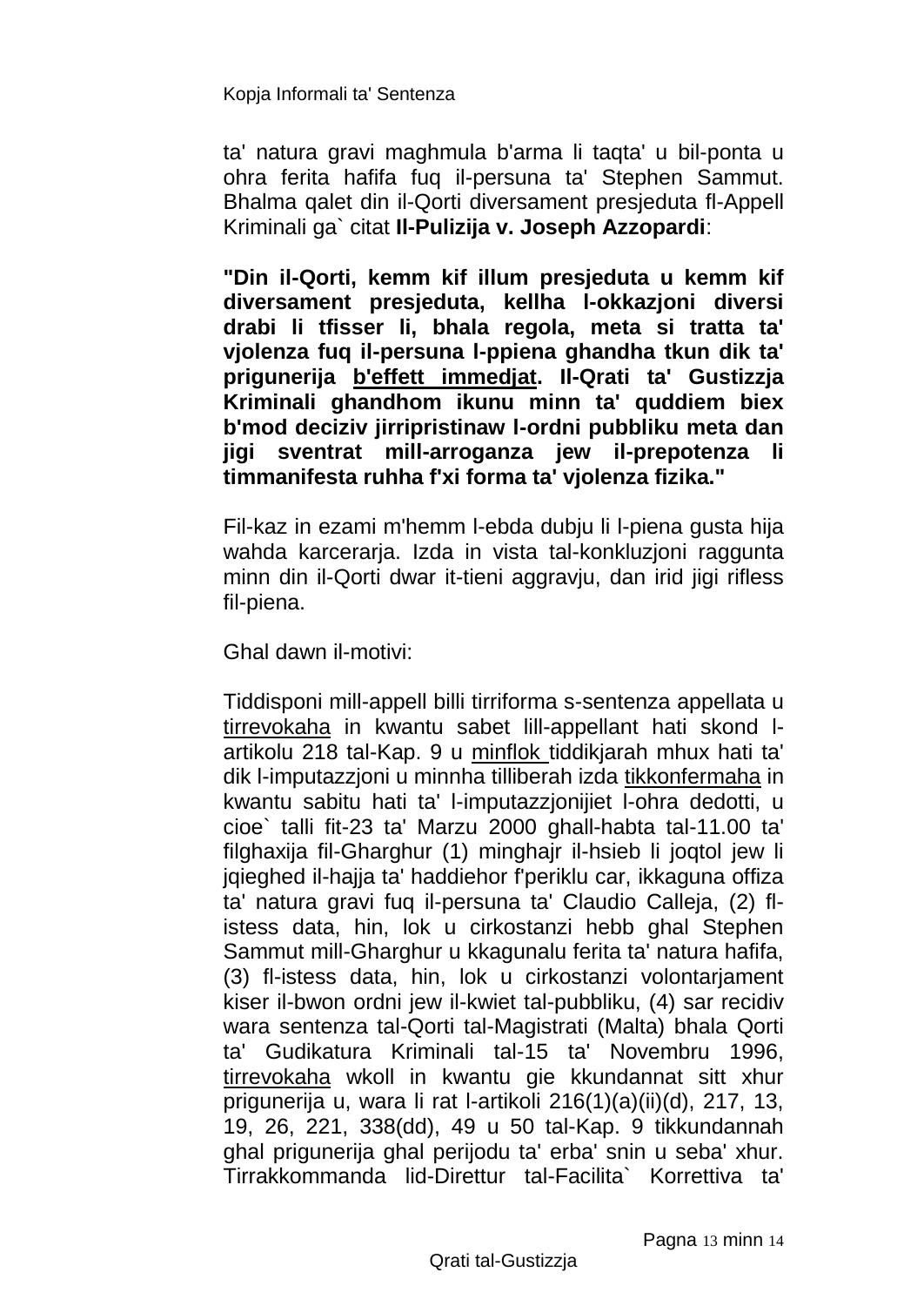ta' natura gravi maghmula b'arma li taqta' u bil-ponta u ohra ferita hafifa fuq il-persuna ta' Stephen Sammut. Bhalma qalet din il-Qorti diversament presjeduta fl-Appell Kriminali ga` citat **Il-Pulizija v. Joseph Azzopardi**:

**"Din il-Qorti, kemm kif illum presjeduta u kemm kif diversament presjeduta, kellha l-okkazjoni diversi drabi li tfisser li, bhala regola, meta si tratta ta' vjolenza fuq il-persuna l-ppiena ghandha tkun dik ta' prigunerija <u>b'effett immedjat</u>. Il-Qrati ta' Gustizzja Kriminali ghandhom ikunu minn ta' quddiem biex b'mod deciziv jirripristinaw l-ordni pubbliku meta dan jigi sventrat mill-arroganza jew il-prepotenza li timmanifesta ruhha f'xi forma ta' vjolenza fizika."**

Fil-kaz in ezami m'hemm l-ebda dubju li l-piena gusta hija wahda karcerarja. Izda in vista tal-konkluzjoni raggunta minn din il-Qorti dwar it-tieni aggravju, dan irid jigi rifless fil-piena.

Ghal dawn il-motivi:

Tiddisponi mill-appell billi tirriforma s-sentenza appellata u <u>tirrevokaha</u> in kwantu sabet lill-appellant hati skond l-artikolu 218 tal-Kap. 9 u <u>minflok</u> tiddikjarah mhux hati ta' dik l-imputazzjoni u minnha tilliberah izda <u>tikkonfermaha</u> in kwantu sabitu hati ta' l-imputazzjonijiet l-ohra dedotti, u cioe` talli fit-23 ta' Marzu 2000 ghall-habta tal-11.00 ta' filghaxija fil-Gharghur (1) minghajr il-hsieb li joqtol jew li jqieghed il-hajja ta' haddiehor f'periklu car, ikkaguna offiza ta' natura gravi fuq il-persuna ta' Claudio Calleja, (2) fl-istess data, hin, lok u cirkostanzi hebb ghal Stephen Sammut mill-Gharghur u kkagunalu ferita ta' natura hafifa, (3) fl-istess data, hin, lok u cirkostanzi volontarjament kiser il-bwon ordni jew il-kwiet tal-pubbliku, (4) sar recidiv wara sentenza tal-Qorti tal-Magistrati (Malta) bhala Qorti ta' Gudikatura Kriminali tal-15 ta' Novembru 1996, <u>tirrevokaha</u> wkoll in kwantu gie kkundannat sitt xhur prigunerija u, wara li rat l-artikoli 216(1)(a)(ii)(d), 217, 13, 19, 26, 221, 338(dd), 49 u 50 tal-Kap. 9 tikkundannah ghal prigunerija ghal perijodu ta' erba' snin u seba' xhur. Tirrakkommanda lid-Direttur tal-Facilita` Korrettiva ta'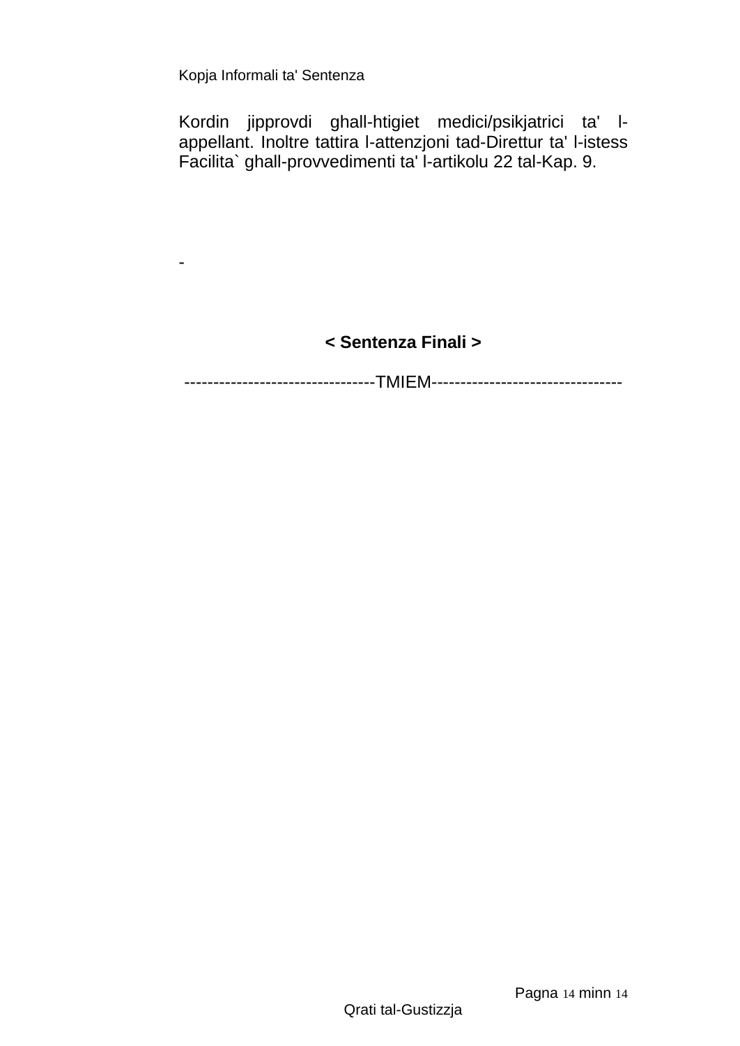Kordin jipprovdi ghall-htigiet medici/psikjatrici ta' l-appellant. Inoltre tattira l-attenzjoni tad-Direttur ta' l-istess Facilita` ghall-provvedimenti ta' l-artikolu 22 tal-Kap. 9.

-

**< Sentenza Finali >**

---------------------------------TMIEM---------------------------------